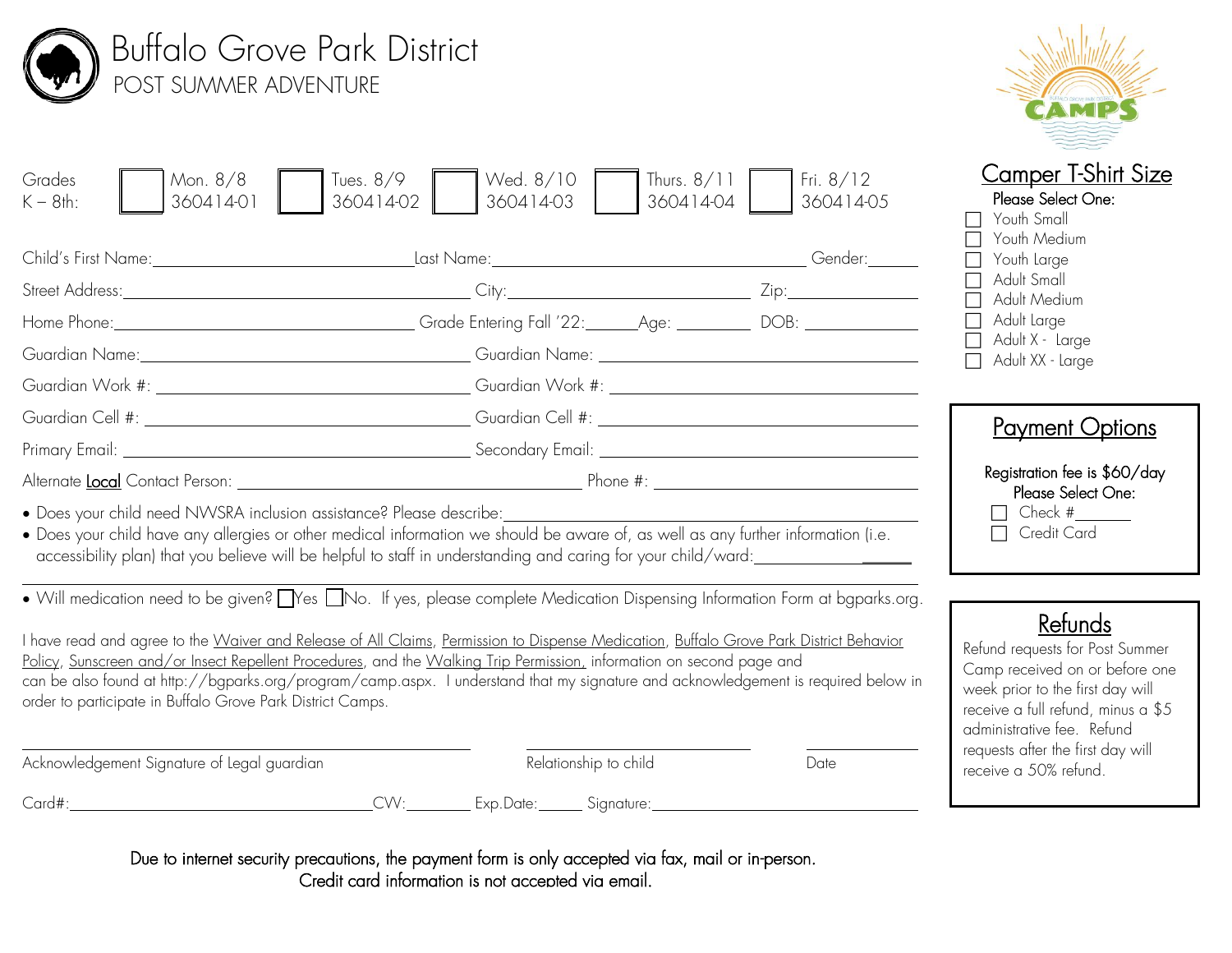# Buffalo Grove Park District

## POST SUMMER ADVENTURE

| Grades K – 8th: | ☐ Mon. 8/8 360414-01 | ☐ Tues. 8/9 360414-02 | ☐ Wed. 8/10 360414-03 | ☐ Thurs. 8/11 360414-04 | ☐ Fri. 8/12 360414-05 |
|---|---|---|---|---|---|

Child's First Name: ____________________ Last Name: ____________________ Gender: ______

Street Address: ____________________ City: ____________________ Zip: __________

Home Phone: ____________________ Grade Entering Fall '22: ______ Age: ________ DOB: __________

Guardian Name: ____________________ Guardian Name: ____________________

Guardian Work #: ____________________ Guardian Work #: ____________________

Guardian Cell #: ____________________ Guardian Cell #: ____________________

Primary Email: ____________________ Secondary Email: ____________________

Alternate Local Contact Person: ____________________ Phone #: ____________________

- Does your child need NWSRA inclusion assistance? Please describe: ____________________
- Does your child have any allergies or other medical information we should be aware of, as well as any further information (i.e. accessibility plan) that you believe will be helpful to staff in understanding and caring for your child/ward: ____________________

- Will medication need to be given? ☐ Yes ☐ No. If yes, please complete Medication Dispensing Information Form at bgparks.org.

I have read and agree to the Waiver and Release of All Claims, Permission to Dispense Medication, Buffalo Grove Park District Behavior Policy, Sunscreen and/or Insect Repellent Procedures, and the Walking Trip Permission, information on second page and can be also found at http://bgparks.org/program/camp.aspx. I understand that my signature and acknowledgement is required below in order to participate in Buffalo Grove Park District Camps.

____________________ ____________________ __________

Acknowledgement Signature of Legal guardian — Relationship to child — Date

Card#: ____________________ CVV: ________ Exp.Date: ______ Signature: ____________________

## Camper T-Shirt Size

Please Select One:

- ☐ Youth Small
- ☐ Youth Medium
- ☐ Youth Large
- ☐ Adult Small
- ☐ Adult Medium
- ☐ Adult Large
- ☐ Adult X - Large
- ☐ Adult XX - Large

## Payment Options

Registration fee is $60/day

Please Select One:

- ☐ Check # ______
- ☐ Credit Card

## Refunds

Refund requests for Post Summer Camp received on or before one week prior to the first day will receive a full refund, minus a $5 administrative fee. Refund requests after the first day will receive a 50% refund.

Due to internet security precautions, the payment form is only accepted via fax, mail or in-person. Credit card information is not accepted via email.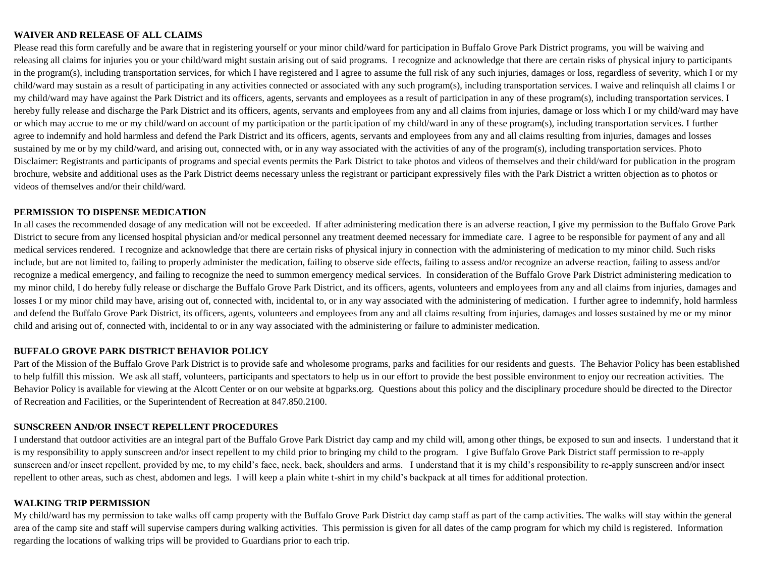**WAIVER AND RELEASE OF ALL CLAIMS**

Please read this form carefully and be aware that in registering yourself or your minor child/ward for participation in Buffalo Grove Park District programs, you will be waiving and releasing all claims for injuries you or your child/ward might sustain arising out of said programs. I recognize and acknowledge that there are certain risks of physical injury to participants in the program(s), including transportation services, for which I have registered and I agree to assume the full risk of any such injuries, damages or loss, regardless of severity, which I or my child/ward may sustain as a result of participating in any activities connected or associated with any such program(s), including transportation services. I waive and relinquish all claims I or my child/ward may have against the Park District and its officers, agents, servants and employees as a result of participation in any of these program(s), including transportation services. I hereby fully release and discharge the Park District and its officers, agents, servants and employees from any and all claims from injuries, damage or loss which I or my child/ward may have or which may accrue to me or my child/ward on account of my participation or the participation of my child/ward in any of these program(s), including transportation services. I further agree to indemnify and hold harmless and defend the Park District and its officers, agents, servants and employees from any and all claims resulting from injuries, damages and losses sustained by me or by my child/ward, and arising out, connected with, or in any way associated with the activities of any of the program(s), including transportation services. Photo Disclaimer: Registrants and participants of programs and special events permits the Park District to take photos and videos of themselves and their child/ward for publication in the program brochure, website and additional uses as the Park District deems necessary unless the registrant or participant expressively files with the Park District a written objection as to photos or videos of themselves and/or their child/ward.

**PERMISSION TO DISPENSE MEDICATION**

In all cases the recommended dosage of any medication will not be exceeded. If after administering medication there is an adverse reaction, I give my permission to the Buffalo Grove Park District to secure from any licensed hospital physician and/or medical personnel any treatment deemed necessary for immediate care. I agree to be responsible for payment of any and all medical services rendered. I recognize and acknowledge that there are certain risks of physical injury in connection with the administering of medication to my minor child. Such risks include, but are not limited to, failing to properly administer the medication, failing to observe side effects, failing to assess and/or recognize an adverse reaction, failing to assess and/or recognize a medical emergency, and failing to recognize the need to summon emergency medical services. In consideration of the Buffalo Grove Park District administering medication to my minor child, I do hereby fully release or discharge the Buffalo Grove Park District, and its officers, agents, volunteers and employees from any and all claims from injuries, damages and losses I or my minor child may have, arising out of, connected with, incidental to, or in any way associated with the administering of medication. I further agree to indemnify, hold harmless and defend the Buffalo Grove Park District, its officers, agents, volunteers and employees from any and all claims resulting from injuries, damages and losses sustained by me or my minor child and arising out of, connected with, incidental to or in any way associated with the administering or failure to administer medication.

**BUFFALO GROVE PARK DISTRICT BEHAVIOR POLICY**

Part of the Mission of the Buffalo Grove Park District is to provide safe and wholesome programs, parks and facilities for our residents and guests. The Behavior Policy has been established to help fulfill this mission. We ask all staff, volunteers, participants and spectators to help us in our effort to provide the best possible environment to enjoy our recreation activities. The Behavior Policy is available for viewing at the Alcott Center or on our website at bgparks.org. Questions about this policy and the disciplinary procedure should be directed to the Director of Recreation and Facilities, or the Superintendent of Recreation at 847.850.2100.

**SUNSCREEN AND/OR INSECT REPELLENT PROCEDURES**

I understand that outdoor activities are an integral part of the Buffalo Grove Park District day camp and my child will, among other things, be exposed to sun and insects. I understand that it is my responsibility to apply sunscreen and/or insect repellent to my child prior to bringing my child to the program. I give Buffalo Grove Park District staff permission to re-apply sunscreen and/or insect repellent, provided by me, to my child's face, neck, back, shoulders and arms. I understand that it is my child's responsibility to re-apply sunscreen and/or insect repellent to other areas, such as chest, abdomen and legs. I will keep a plain white t-shirt in my child's backpack at all times for additional protection.

**WALKING TRIP PERMISSION**

My child/ward has my permission to take walks off camp property with the Buffalo Grove Park District day camp staff as part of the camp activities. The walks will stay within the general area of the camp site and staff will supervise campers during walking activities. This permission is given for all dates of the camp program for which my child is registered. Information regarding the locations of walking trips will be provided to Guardians prior to each trip.